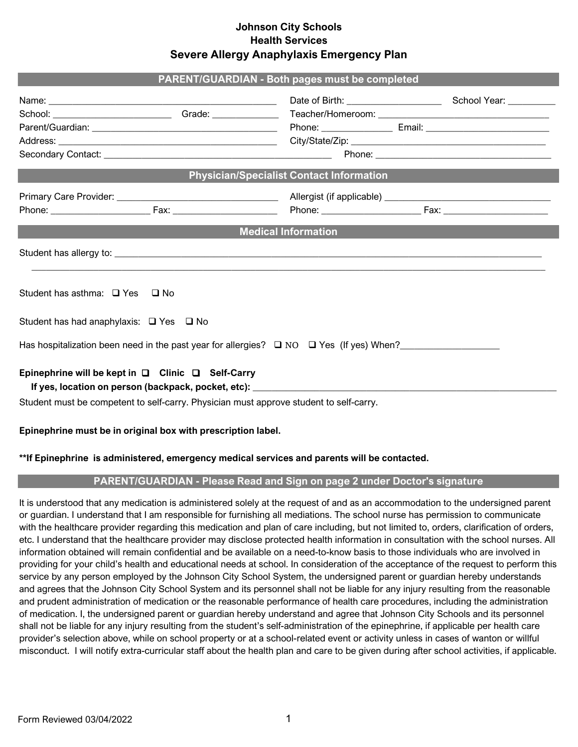# Johnson City Schools
## Health Services
## Severe Allergy Anaphylaxis Emergency Plan

### PARENT/GUARDIAN - Both pages must be completed

Name: ______________________________________________ Date of Birth: ___________________ School Year: __________

School: _______________________ Grade: _____________ Teacher/Homeroom: ___________________________________

Parent/Guardian: ______________________________________ Phone: ______________ Email: ________________________

Address: ____________________________________________ City/State/Zip: ________________________________________

Secondary Contact: _____________________________________________ Phone: ___________________________________

### Physician/Specialist Contact Information

Primary Care Provider: ________________________________ Allergist (if applicable) _________________________________

Phone: ___________________ Fax: ____________________ Phone: ___________________ Fax: ____________________

### Medical Information

Student has allergy to: ______________________________________________________________________________________

_____________________________________________________________________________________________________

Student has asthma: ❑ Yes ❑ No

Student has had anaphylaxis: ❑ Yes ❑ No

Has hospitalization been need in the past year for allergies? ❑ NO ❑ Yes (If yes) When?___________________

**Epinephrine will be kept in ❑ Clinic ❑ Self-Carry**

**If yes, location on person (backpack, pocket, etc):** ____________________________________________________________

Student must be competent to self-carry. Physician must approve student to self-carry.

**Epinephrine must be in original box with prescription label.**

**\*\*If Epinephrine is administered, emergency medical services and parents will be contacted.**

### PARENT/GUARDIAN - Please Read and Sign on page 2 under Doctor's signature

It is understood that any medication is administered solely at the request of and as an accommodation to the undersigned parent or guardian. I understand that I am responsible for furnishing all mediations. The school nurse has permission to communicate with the healthcare provider regarding this medication and plan of care including, but not limited to, orders, clarification of orders, etc. I understand that the healthcare provider may disclose protected health information in consultation with the school nurses. All information obtained will remain confidential and be available on a need-to-know basis to those individuals who are involved in providing for your child's health and educational needs at school. In consideration of the acceptance of the request to perform this service by any person employed by the Johnson City School System, the undersigned parent or guardian hereby understands and agrees that the Johnson City School System and its personnel shall not be liable for any injury resulting from the reasonable and prudent administration of medication or the reasonable performance of health care procedures, including the administration of medication. I, the undersigned parent or guardian hereby understand and agree that Johnson City Schools and its personnel shall not be liable for any injury resulting from the student's self-administration of the epinephrine, if applicable per health care provider's selection above, while on school property or at a school-related event or activity unless in cases of wanton or willful misconduct. I will notify extra-curricular staff about the health plan and care to be given during after school activities, if applicable.

Form Reviewed 03/04/2022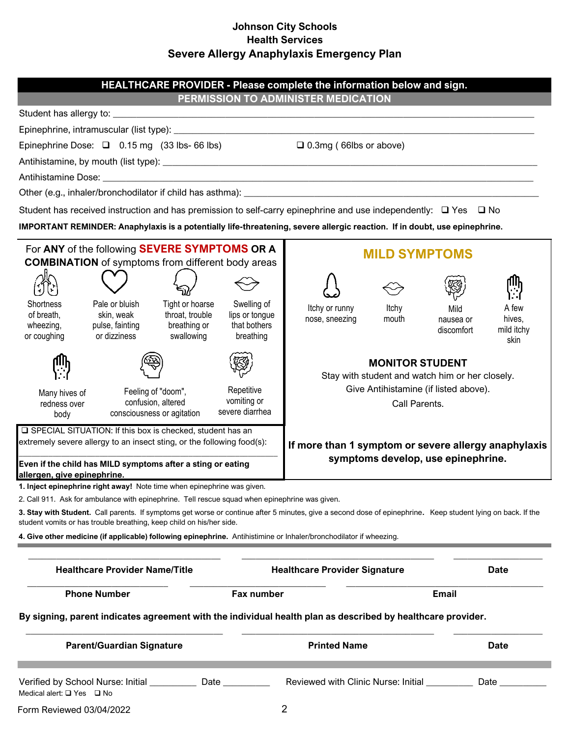# Johnson City Schools
## Health Services
## Severe Allergy Anaphylaxis Emergency Plan

**HEALTHCARE PROVIDER - Please complete the information below and sign.**

**PERMISSION TO ADMINISTER MEDICATION**

Student has allergy to: ____________________________________________________________

Epinephrine, intramuscular (list type): ____________________________________________________________

Epinephrine Dose: ❑ 0.15 mg (33 lbs- 66 lbs) ❑ 0.3mg ( 66lbs or above)

Antihistamine, by mouth (list type): ____________________________________________________________

Antihistamine Dose: ____________________________________________________________

Other (e.g., inhaler/bronchodilator if child has asthma): ____________________________________________________________

Student has received instruction and has premission to self-carry epinephrine and use independently: ❑ Yes ❑ No

**IMPORTANT REMINDER: Anaphylaxis is a potentially life-threatening, severe allergic reaction. If in doubt, use epinephrine.**

For **ANY** of the following **SEVERE SYMPTOMS OR A COMBINATION** of symptoms from different body areas

- Shortness of breath, wheezing, or coughing
- Pale or bluish skin, weak pulse, fainting or dizziness
- Tight or hoarse throat, trouble breathing or swallowing
- Swelling of lips or tongue that bothers breathing
- Many hives of redness over body
- Feeling of "doom", confusion, altered consciousness or agitation
- Repetitive vomiting or severe diarrhea

❑ SPECIAL SITUATION: If this box is checked, student has an extremely severe allergy to an insect sting, or the following food(s): ____________________________

**Even if the child has MILD symptoms after a sting or eating allergen, give epinephrine.**

**MILD SYMPTOMS**

- Itchy or runny nose, sneezing
- Itchy mouth
- Mild nausea or discomfort
- A few hives, mild itchy skin

**MONITOR STUDENT**

Stay with student and watch him or her closely.

Give Antihistamine (if listed above).

Call Parents.

**If more than 1 symptom or severe allergy anaphylaxis symptoms develop, use epinephrine.**

1. **Inject epinephrine right away!** Note time when epinephrine was given.
2. Call 911. Ask for ambulance with epinephrine. Tell rescue squad when epinephrine was given.
3. **Stay with Student.** Call parents. If symptoms get worse or continue after 5 minutes, give a second dose of epinephrine**.** Keep student lying on back. If the student vomits or has trouble breathing, keep child on his/her side.
4. **Give other medicine (if applicable) following epinephrine.** Antihistimine or Inhaler/bronchodilator if wheezing.

| | | |
|---|---|---|
| ______________________ | ______________________ | ____________ |
| **Healthcare Provider Name/Title** | **Healthcare Provider Signature** | **Date** |
| ______________________ | ______________________ | ____________ |
| **Phone Number** | **Fax number** | **Email** |

**By signing, parent indicates agreement with the individual health plan as described by healthcare provider.**

| | | |
|---|---|---|
| ______________________ | ______________________ | ____________ |
| **Parent/Guardian Signature** | **Printed Name** | **Date** |

Verified by School Nurse: Initial __________ Date __________ Reviewed with Clinic Nurse: Initial __________ Date __________

Medical alert: ❑ Yes ❑ No

Form Reviewed 03/04/2022